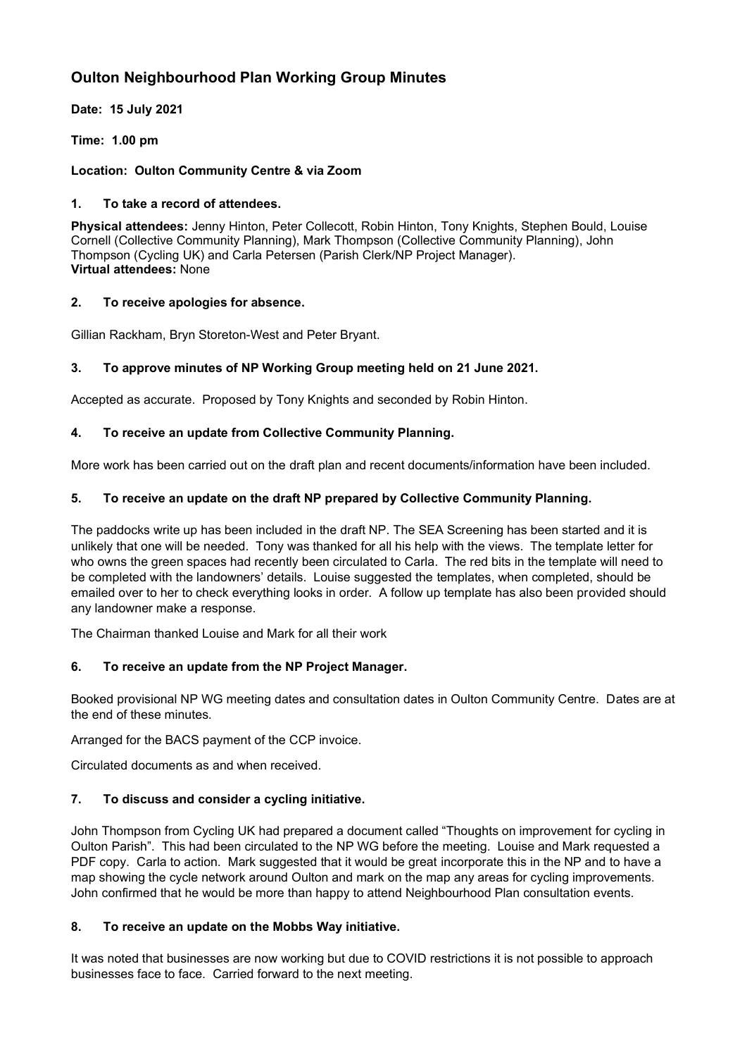# Oulton Neighbourhood Plan Working Group Minutes

**Date: 15 July 2021**

**Time: 1.00 pm**

**Location: Oulton Community Centre & via Zoom**

## 1. To take a record of attendees.

**Physical attendees:** Jenny Hinton, Peter Collecott, Robin Hinton, Tony Knights, Stephen Bould, Louise Cornell (Collective Community Planning), Mark Thompson (Collective Community Planning), John Thompson (Cycling UK) and Carla Petersen (Parish Clerk/NP Project Manager).
**Virtual attendees:** None

## 2. To receive apologies for absence.

Gillian Rackham, Bryn Storeton-West and Peter Bryant.

## 3. To approve minutes of NP Working Group meeting held on 21 June 2021.

Accepted as accurate. Proposed by Tony Knights and seconded by Robin Hinton.

## 4. To receive an update from Collective Community Planning.

More work has been carried out on the draft plan and recent documents/information have been included.

## 5. To receive an update on the draft NP prepared by Collective Community Planning.

The paddocks write up has been included in the draft NP. The SEA Screening has been started and it is unlikely that one will be needed. Tony was thanked for all his help with the views. The template letter for who owns the green spaces had recently been circulated to Carla. The red bits in the template will need to be completed with the landowners' details. Louise suggested the templates, when completed, should be emailed over to her to check everything looks in order. A follow up template has also been provided should any landowner make a response.

The Chairman thanked Louise and Mark for all their work

## 6. To receive an update from the NP Project Manager.

Booked provisional NP WG meeting dates and consultation dates in Oulton Community Centre. Dates are at the end of these minutes.

Arranged for the BACS payment of the CCP invoice.

Circulated documents as and when received.

## 7. To discuss and consider a cycling initiative.

John Thompson from Cycling UK had prepared a document called "Thoughts on improvement for cycling in Oulton Parish". This had been circulated to the NP WG before the meeting. Louise and Mark requested a PDF copy. Carla to action. Mark suggested that it would be great incorporate this in the NP and to have a map showing the cycle network around Oulton and mark on the map any areas for cycling improvements. John confirmed that he would be more than happy to attend Neighbourhood Plan consultation events.

## 8. To receive an update on the Mobbs Way initiative.

It was noted that businesses are now working but due to COVID restrictions it is not possible to approach businesses face to face. Carried forward to the next meeting.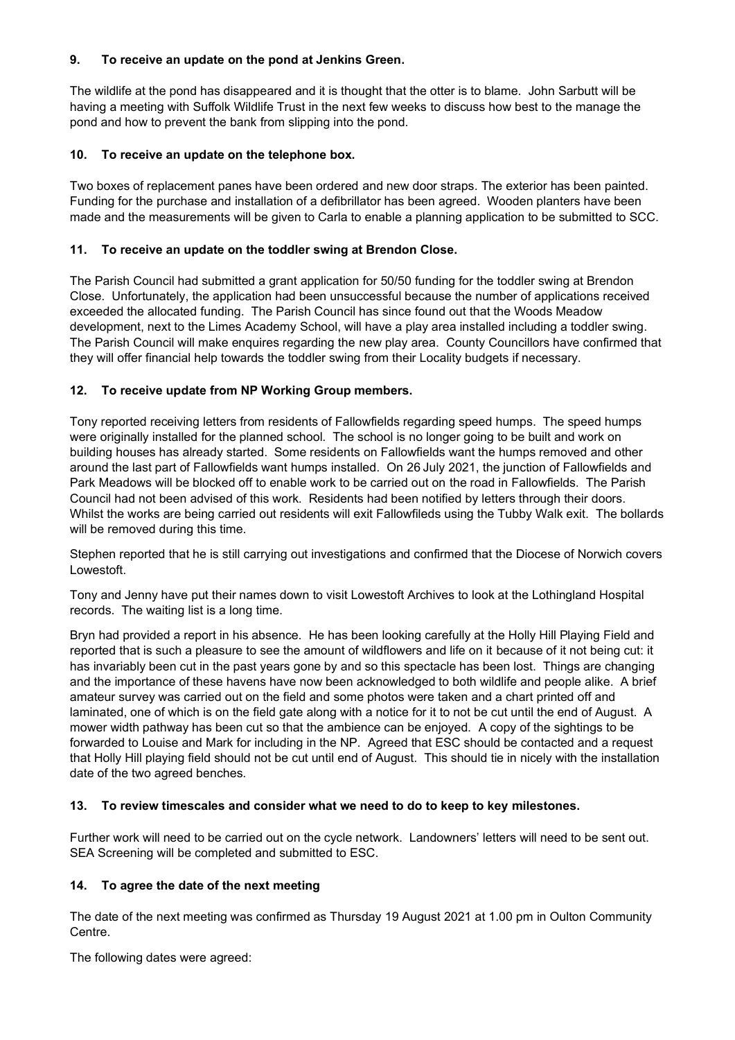## 9. To receive an update on the pond at Jenkins Green.

The wildlife at the pond has disappeared and it is thought that the otter is to blame. John Sarbutt will be having a meeting with Suffolk Wildlife Trust in the next few weeks to discuss how best to the manage the pond and how to prevent the bank from slipping into the pond.

## 10. To receive an update on the telephone box.

Two boxes of replacement panes have been ordered and new door straps. The exterior has been painted. Funding for the purchase and installation of a defibrillator has been agreed. Wooden planters have been made and the measurements will be given to Carla to enable a planning application to be submitted to SCC.

## 11. To receive an update on the toddler swing at Brendon Close.

The Parish Council had submitted a grant application for 50/50 funding for the toddler swing at Brendon Close. Unfortunately, the application had been unsuccessful because the number of applications received exceeded the allocated funding. The Parish Council has since found out that the Woods Meadow development, next to the Limes Academy School, will have a play area installed including a toddler swing. The Parish Council will make enquires regarding the new play area. County Councillors have confirmed that they will offer financial help towards the toddler swing from their Locality budgets if necessary.

## 12. To receive update from NP Working Group members.

Tony reported receiving letters from residents of Fallowfields regarding speed humps. The speed humps were originally installed for the planned school. The school is no longer going to be built and work on building houses has already started. Some residents on Fallowfields want the humps removed and other around the last part of Fallowfields want humps installed. On 26 July 2021, the junction of Fallowfields and Park Meadows will be blocked off to enable work to be carried out on the road in Fallowfields. The Parish Council had not been advised of this work. Residents had been notified by letters through their doors. Whilst the works are being carried out residents will exit Fallowfileds using the Tubby Walk exit. The bollards will be removed during this time.

Stephen reported that he is still carrying out investigations and confirmed that the Diocese of Norwich covers Lowestoft.

Tony and Jenny have put their names down to visit Lowestoft Archives to look at the Lothingland Hospital records. The waiting list is a long time.

Bryn had provided a report in his absence. He has been looking carefully at the Holly Hill Playing Field and reported that is such a pleasure to see the amount of wildflowers and life on it because of it not being cut: it has invariably been cut in the past years gone by and so this spectacle has been lost. Things are changing and the importance of these havens have now been acknowledged to both wildlife and people alike. A brief amateur survey was carried out on the field and some photos were taken and a chart printed off and laminated, one of which is on the field gate along with a notice for it to not be cut until the end of August. A mower width pathway has been cut so that the ambience can be enjoyed. A copy of the sightings to be forwarded to Louise and Mark for including in the NP. Agreed that ESC should be contacted and a request that Holly Hill playing field should not be cut until end of August. This should tie in nicely with the installation date of the two agreed benches.

## 13. To review timescales and consider what we need to do to keep to key milestones.

Further work will need to be carried out on the cycle network. Landowners' letters will need to be sent out. SEA Screening will be completed and submitted to ESC.

## 14. To agree the date of the next meeting

The date of the next meeting was confirmed as Thursday 19 August 2021 at 1.00 pm in Oulton Community Centre.

The following dates were agreed: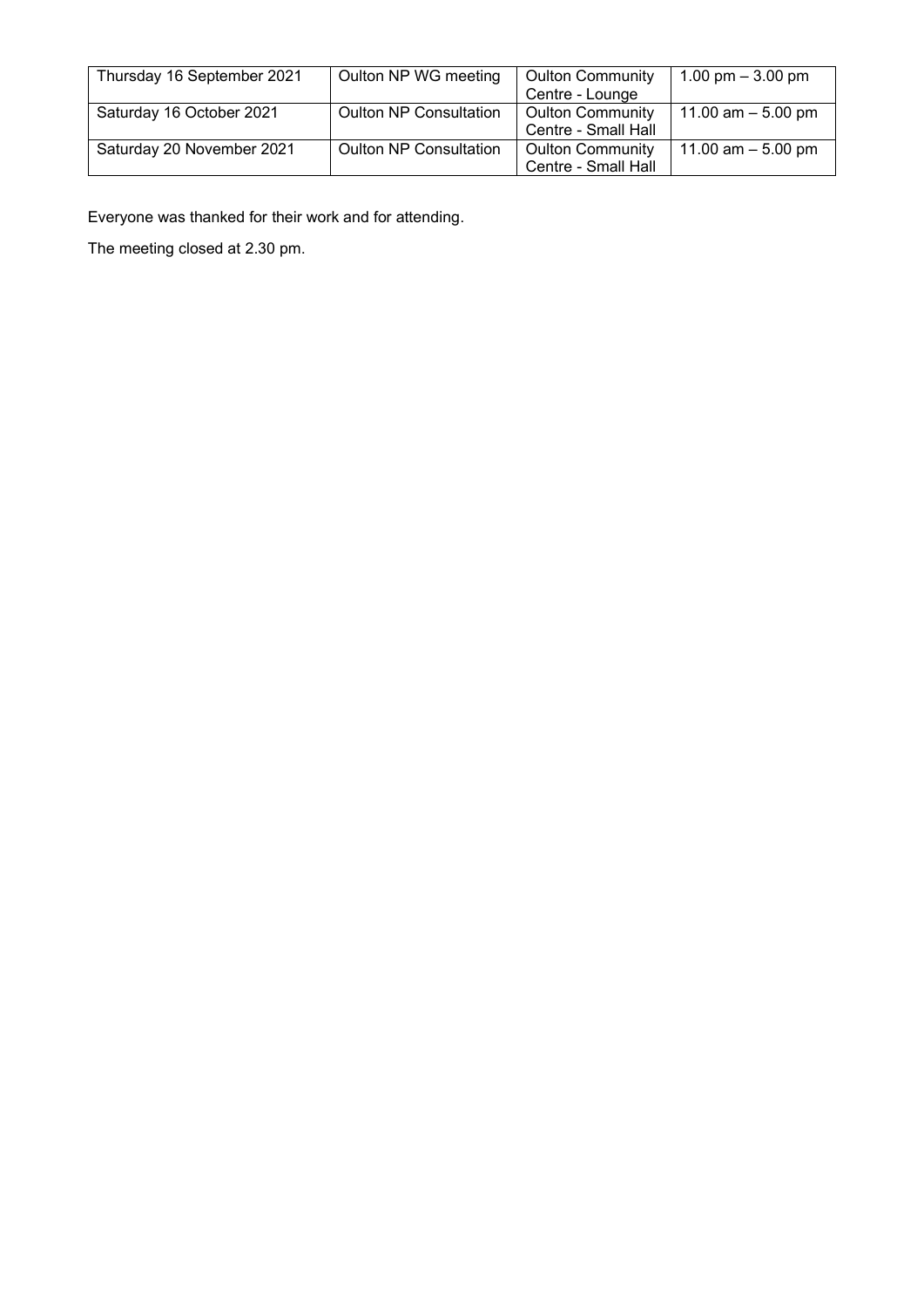| | | | |
|---|---|---|---|
| Thursday 16 September 2021 | Oulton NP WG meeting | Oulton Community Centre - Lounge | 1.00 pm – 3.00 pm |
| Saturday 16 October 2021 | Oulton NP Consultation | Oulton Community Centre - Small Hall | 11.00 am – 5.00 pm |
| Saturday 20 November 2021 | Oulton NP Consultation | Oulton Community Centre - Small Hall | 11.00 am – 5.00 pm |

Everyone was thanked for their work and for attending.

The meeting closed at 2.30 pm.